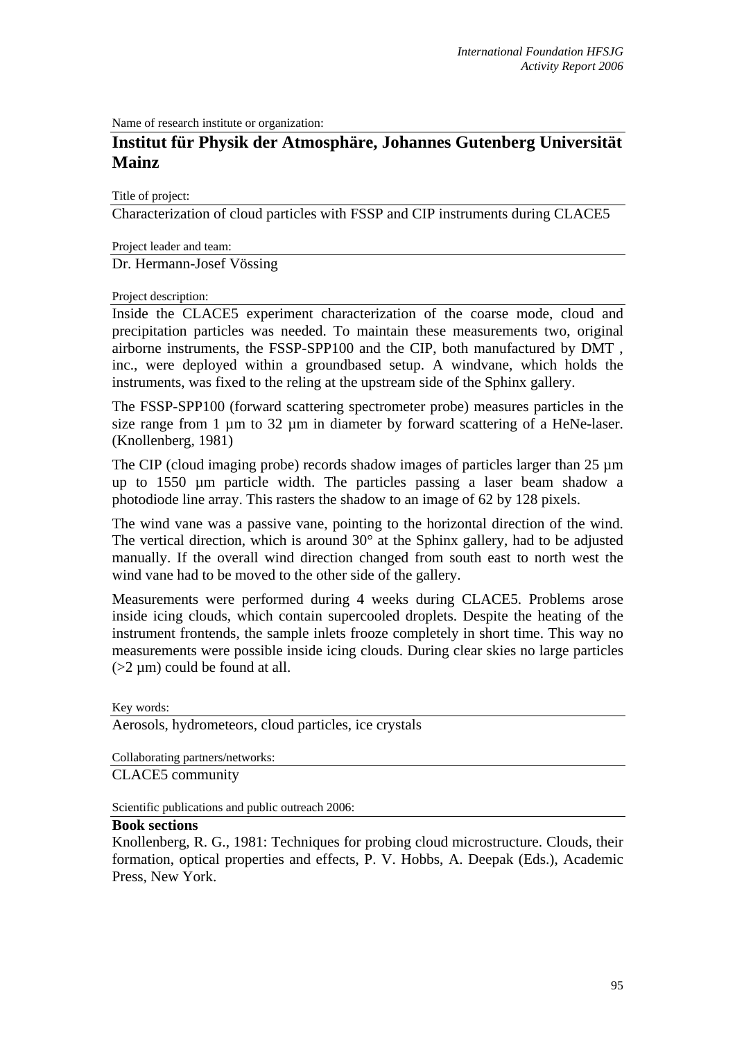Name of research institute or organization:

## Institut für Physik der Atmosphäre, Johannes Gutenberg Universität Mainz

Title of project:

Characterization of cloud particles with FSSP and CIP instruments during CLACE5

Project leader and team:

Dr. Hermann-Josef Vössing

Project description:

Inside the CLACE5 experiment characterization of the coarse mode, cloud and precipitation particles was needed. To maintain these measurements two, original airborne instruments, the FSSP-SPP100 and the CIP, both manufactured by DMT , inc., were deployed within a groundbased setup. A windvane, which holds the instruments, was fixed to the reling at the upstream side of the Sphinx gallery.

The FSSP-SPP100 (forward scattering spectrometer probe) measures particles in the size range from 1 µm to 32 µm in diameter by forward scattering of a HeNe-laser. (Knollenberg, 1981)

The CIP (cloud imaging probe) records shadow images of particles larger than 25 µm up to 1550 µm particle width. The particles passing a laser beam shadow a photodiode line array. This rasters the shadow to an image of 62 by 128 pixels.

The wind vane was a passive vane, pointing to the horizontal direction of the wind. The vertical direction, which is around 30° at the Sphinx gallery, had to be adjusted manually. If the overall wind direction changed from south east to north west the wind vane had to be moved to the other side of the gallery.

Measurements were performed during 4 weeks during CLACE5. Problems arose inside icing clouds, which contain supercooled droplets. Despite the heating of the instrument frontends, the sample inlets frooze completely in short time. This way no measurements were possible inside icing clouds. During clear skies no large particles (>2 µm) could be found at all.

Key words:

Aerosols, hydrometeors, cloud particles, ice crystals

Collaborating partners/networks:

CLACE5 community

Scientific publications and public outreach 2006:

**Book sections**

Knollenberg, R. G., 1981: Techniques for probing cloud microstructure. Clouds, their formation, optical properties and effects, P. V. Hobbs, A. Deepak (Eds.), Academic Press, New York.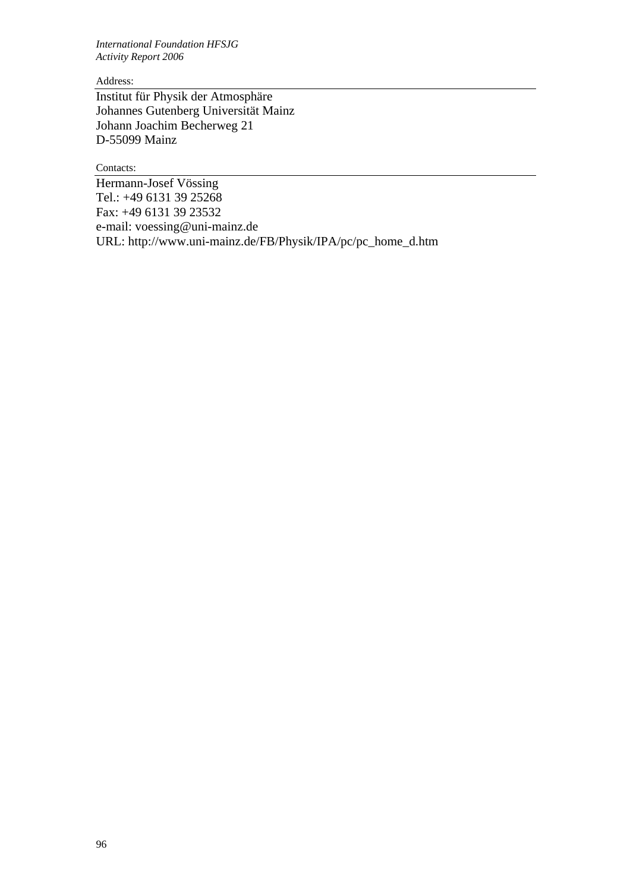Address:

Institut für Physik der Atmosphäre
Johannes Gutenberg Universität Mainz
Johann Joachim Becherweg 21
D-55099 Mainz

Contacts:

Hermann-Josef Vössing
Tel.: +49 6131 39 25268
Fax: +49 6131 39 23532
e-mail: voessing@uni-mainz.de
URL: http://www.uni-mainz.de/FB/Physik/IPA/pc/pc_home_d.htm